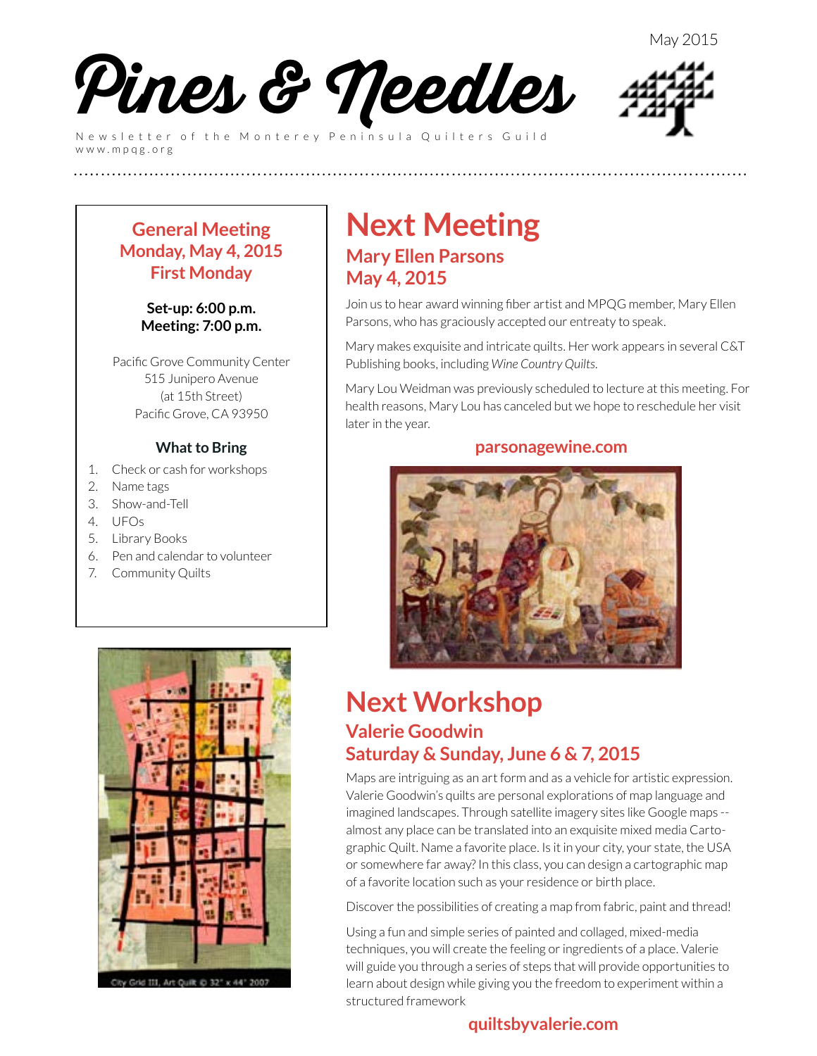May 2015

# Pines & Needles

Newsletter of the Monterey Peninsula Quilters Guild
www.mpqg.org

## General Meeting
## Monday, May 4, 2015
## First Monday

**Set-up: 6:00 p.m.**
**Meeting: 7:00 p.m.**

Pacific Grove Community Center
515 Junipero Avenue
(at 15th Street)
Pacific Grove, CA 93950

### What to Bring

1. Check or cash for workshops
2. Name tags
3. Show-and-Tell
4. UFOs
5. Library Books
6. Pen and calendar to volunteer
7. Community Quilts

City Grid III, Art Quilt © 32" x 44" 2007

# Next Meeting

## Mary Ellen Parsons
## May 4, 2015

Join us to hear award winning fiber artist and MPQG member, Mary Ellen Parsons, who has graciously accepted our entreaty to speak.

Mary makes exquisite and intricate quilts. Her work appears in several C&T Publishing books, including *Wine Country Quilts*.

Mary Lou Weidman was previously scheduled to lecture at this meeting. For health reasons, Mary Lou has canceled but we hope to reschedule her visit later in the year.

**parsonagewine.com**

# Next Workshop

## Valerie Goodwin
## Saturday & Sunday, June 6 & 7, 2015

Maps are intriguing as an art form and as a vehicle for artistic expression. Valerie Goodwin's quilts are personal explorations of map language and imagined landscapes. Through satellite imagery sites like Google maps -- almost any place can be translated into an exquisite mixed media Carto-graphic Quilt. Name a favorite place. Is it in your city, your state, the USA or somewhere far away? In this class, you can design a cartographic map of a favorite location such as your residence or birth place.

Discover the possibilities of creating a map from fabric, paint and thread!

Using a fun and simple series of painted and collaged, mixed-media techniques, you will create the feeling or ingredients of a place. Valerie will guide you through a series of steps that will provide opportunities to learn about design while giving you the freedom to experiment within a structured framework

**quiltsbyvalerie.com**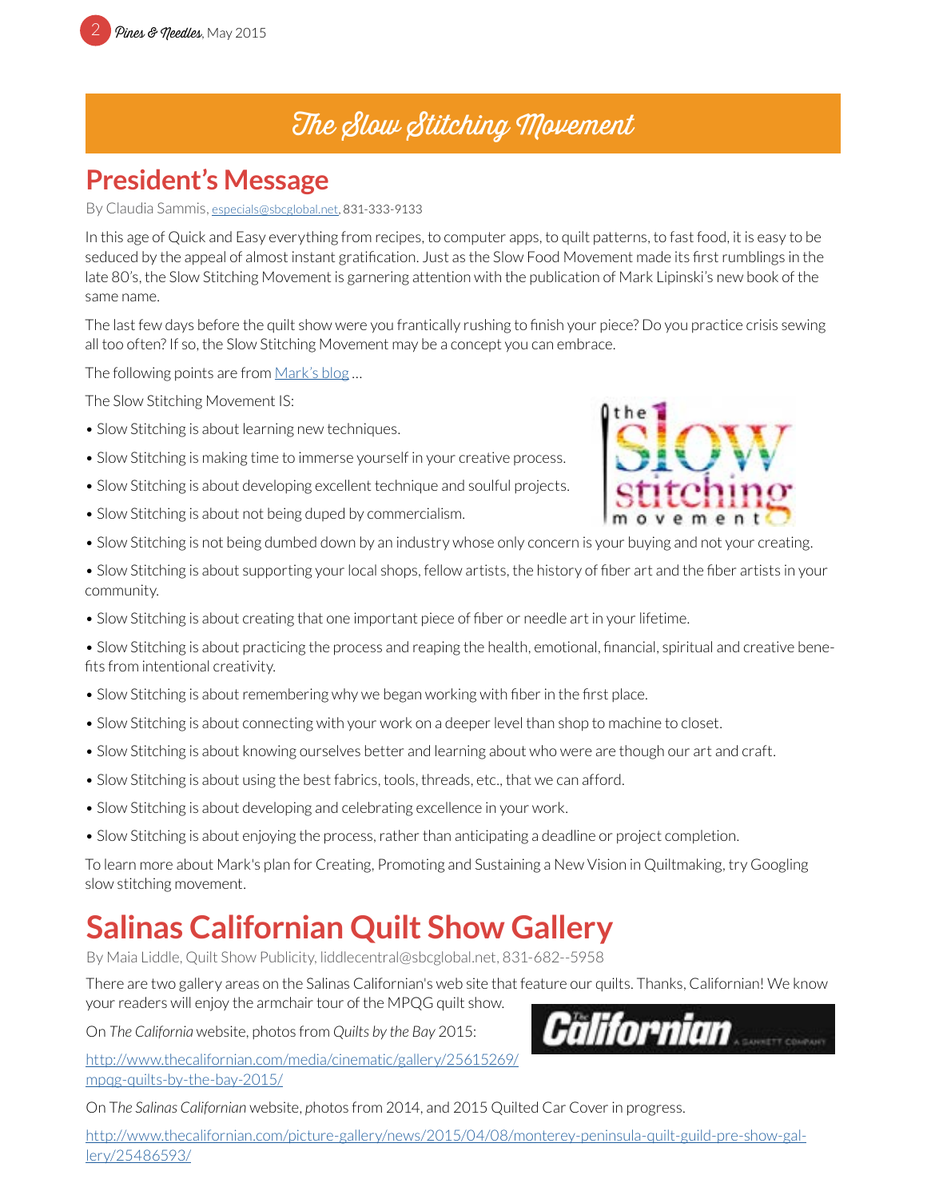# The Slow Stitching Movement

## President's Message

By Claudia Sammis, especials@sbcglobal.net, 831-333-9133

In this age of Quick and Easy everything from recipes, to computer apps, to quilt patterns, to fast food, it is easy to be seduced by the appeal of almost instant gratification. Just as the Slow Food Movement made its first rumblings in the late 80's, the Slow Stitching Movement is garnering attention with the publication of Mark Lipinski's new book of the same name.

The last few days before the quilt show were you frantically rushing to finish your piece? Do you practice crisis sewing all too often? If so, the Slow Stitching Movement may be a concept you can embrace.

The following points are from Mark's blog …

The Slow Stitching Movement IS:

- Slow Stitching is about learning new techniques.
- Slow Stitching is making time to immerse yourself in your creative process.
- Slow Stitching is about developing excellent technique and soulful projects.
- Slow Stitching is about not being duped by commercialism.
- Slow Stitching is not being dumbed down by an industry whose only concern is your buying and not your creating.
- Slow Stitching is about supporting your local shops, fellow artists, the history of fiber art and the fiber artists in your community.
- Slow Stitching is about creating that one important piece of fiber or needle art in your lifetime.
- Slow Stitching is about practicing the process and reaping the health, emotional, financial, spiritual and creative benefits from intentional creativity.
- Slow Stitching is about remembering why we began working with fiber in the first place.
- Slow Stitching is about connecting with your work on a deeper level than shop to machine to closet.
- Slow Stitching is about knowing ourselves better and learning about who were are though our art and craft.
- Slow Stitching is about using the best fabrics, tools, threads, etc., that we can afford.
- Slow Stitching is about developing and celebrating excellence in your work.
- Slow Stitching is about enjoying the process, rather than anticipating a deadline or project completion.

To learn more about Mark's plan for Creating, Promoting and Sustaining a New Vision in Quiltmaking, try Googling slow stitching movement.

## Salinas Californian Quilt Show Gallery

By Maia Liddle, Quilt Show Publicity, liddlecentral@sbcglobal.net, 831-682--5958

There are two gallery areas on the Salinas Californian's web site that feature our quilts. Thanks, Californian! We know your readers will enjoy the armchair tour of the MPQG quilt show.

On *The California* website, photos from *Quilts by the Bay* 2015:

http://www.thecalifornian.com/media/cinematic/gallery/25615269/mpqg-quilts-by-the-bay-2015/

On T*he Salinas Californian* website, photos from 2014, and 2015 Quilted Car Cover in progress.

http://www.thecalifornian.com/picture-gallery/news/2015/04/08/monterey-peninsula-quilt-guild-pre-show-gallery/25486593/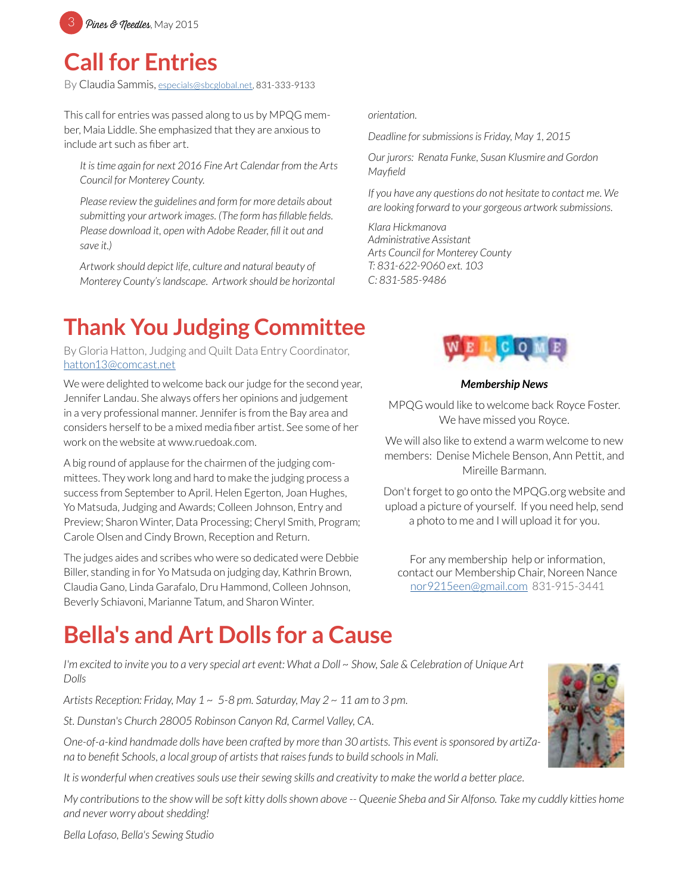# Call for Entries

By Claudia Sammis, especials@sbcglobal.net, 831-333-9133

This call for entries was passed along to us by MPQG member, Maia Liddle. She emphasized that they are anxious to include art such as fiber art.

> *It is time again for next 2016 Fine Art Calendar from the Arts Council for Monterey County.*
>
> *Please review the guidelines and form for more details about submitting your artwork images. (The form has fillable fields. Please download it, open with Adobe Reader, fill it out and save it.)*
>
> *Artwork should depict life, culture and natural beauty of Monterey County's landscape. Artwork should be horizontal orientation.*
>
> *Deadline for submissions is Friday, May 1, 2015*
>
> *Our jurors: Renata Funke, Susan Klusmire and Gordon Mayfield*
>
> *If you have any questions do not hesitate to contact me. We are looking forward to your gorgeous artwork submissions.*
>
> *Klara Hickmanova*
> *Administrative Assistant*
> *Arts Council for Monterey County*
> *T: 831-622-9060 ext. 103*
> *C: 831-585-9486*

# Thank You Judging Committee

By Gloria Hatton, Judging and Quilt Data Entry Coordinator, hatton13@comcast.net

We were delighted to welcome back our judge for the second year, Jennifer Landau. She always offers her opinions and judgement in a very professional manner. Jennifer is from the Bay area and considers herself to be a mixed media fiber artist. See some of her work on the website at www.ruedoak.com.

A big round of applause for the chairmen of the judging committees. They work long and hard to make the judging process a success from September to April. Helen Egerton, Joan Hughes, Yo Matsuda, Judging and Awards; Colleen Johnson, Entry and Preview; Sharon Winter, Data Processing; Cheryl Smith, Program; Carole Olsen and Cindy Brown, Reception and Return.

The judges aides and scribes who were so dedicated were Debbie Biller, standing in for Yo Matsuda on judging day, Kathrin Brown, Claudia Gano, Linda Garafalo, Dru Hammond, Colleen Johnson, Beverly Schiavoni, Marianne Tatum, and Sharon Winter.

***Membership News***

MPQG would like to welcome back Royce Foster. We have missed you Royce.

We will also like to extend a warm welcome to new members: Denise Michele Benson, Ann Pettit, and Mireille Barmann.

Don't forget to go onto the MPQG.org website and upload a picture of yourself. If you need help, send a photo to me and I will upload it for you.

For any membership help or information, contact our Membership Chair, Noreen Nance nor9215een@gmail.com 831-915-3441

# Bella's and Art Dolls for a Cause

*I'm excited to invite you to a very special art event: What a Doll ~ Show, Sale & Celebration of Unique Art Dolls*

*Artists Reception: Friday, May 1 ~ 5-8 pm. Saturday, May 2 ~ 11 am to 3 pm.*

*St. Dunstan's Church 28005 Robinson Canyon Rd, Carmel Valley, CA.*

*One-of-a-kind handmade dolls have been crafted by more than 30 artists. This event is sponsored by artiZana to benefit Schools, a local group of artists that raises funds to build schools in Mali.*

*It is wonderful when creatives souls use their sewing skills and creativity to make the world a better place.*

*My contributions to the show will be soft kitty dolls shown above -- Queenie Sheba and Sir Alfonso. Take my cuddly kitties home and never worry about shedding!*

*Bella Lofaso, Bella's Sewing Studio*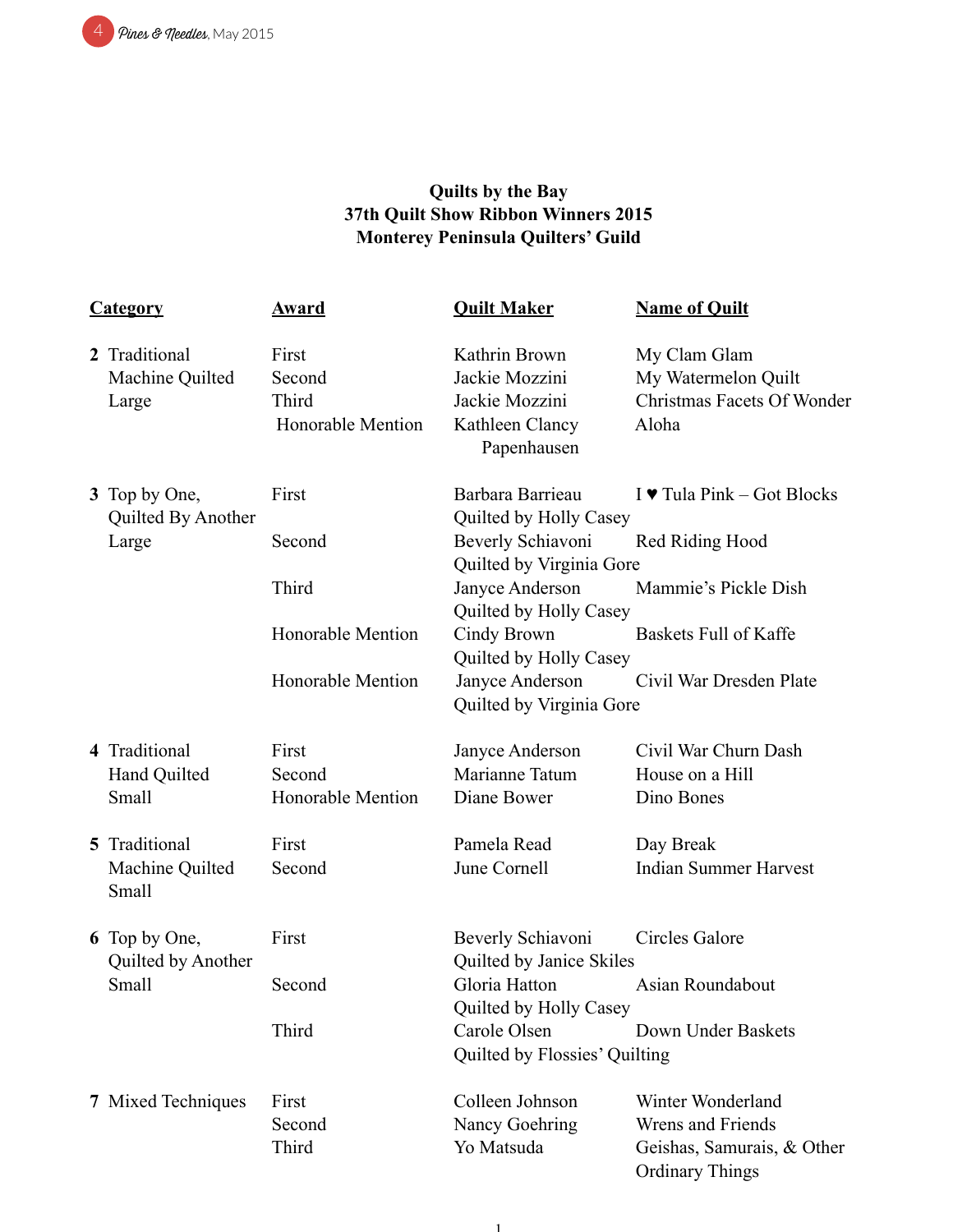**Quilts by the Bay**
**37th Quilt Show Ribbon Winners 2015**
**Monterey Peninsula Quilters' Guild**

| Category | Award | Quilt Maker | Name of Quilt |
|---|---|---|---|
| 2 Traditional Machine Quilted Large | First | Kathrin Brown | My Clam Glam |
| | Second | Jackie Mozzini | My Watermelon Quilt |
| | Third | Jackie Mozzini | Christmas Facets Of Wonder |
| | Honorable Mention | Kathleen Clancy Papenhausen | Aloha |
| 3 Top by One, Quilted By Another Large | First | Barbara Barrieau Quilted by Holly Casey | I ♥ Tula Pink – Got Blocks |
| | Second | Beverly Schiavoni Quilted by Virginia Gore | Red Riding Hood |
| | Third | Janyce Anderson Quilted by Holly Casey | Mammie's Pickle Dish |
| | Honorable Mention | Cindy Brown Quilted by Holly Casey | Baskets Full of Kaffe |
| | Honorable Mention | Janyce Anderson Quilted by Virginia Gore | Civil War Dresden Plate |
| 4 Traditional Hand Quilted Small | First | Janyce Anderson | Civil War Churn Dash |
| | Second | Marianne Tatum | House on a Hill |
| | Honorable Mention | Diane Bower | Dino Bones |
| 5 Traditional Machine Quilted Small | First | Pamela Read | Day Break |
| | Second | June Cornell | Indian Summer Harvest |
| 6 Top by One, Quilted by Another Small | First | Beverly Schiavoni Quilted by Janice Skiles | Circles Galore |
| | Second | Gloria Hatton Quilted by Holly Casey | Asian Roundabout |
| | Third | Carole Olsen Quilted by Flossies' Quilting | Down Under Baskets |
| 7 Mixed Techniques | First | Colleen Johnson | Winter Wonderland |
| | Second | Nancy Goehring | Wrens and Friends |
| | Third | Yo Matsuda | Geishas, Samurais, & Other Ordinary Things |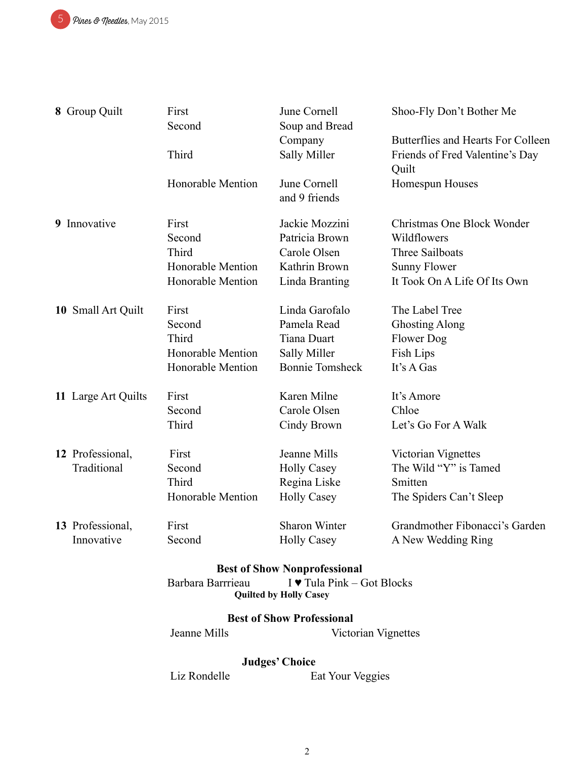| Category | Place | Name | Quilt |
|---|---|---|---|
| **8** Group Quilt | First | June Cornell | Shoo-Fly Don't Bother Me |
| | Second | Soup and Bread Company | Butterflies and Hearts For Colleen |
| | Third | Sally Miller | Friends of Fred Valentine's Day Quilt |
| | Honorable Mention | June Cornell and 9 friends | Homespun Houses |
| **9** Innovative | First | Jackie Mozzini | Christmas One Block Wonder |
| | Second | Patricia Brown | Wildflowers |
| | Third | Carole Olsen | Three Sailboats |
| | Honorable Mention | Kathrin Brown | Sunny Flower |
| | Honorable Mention | Linda Branting | It Took On A Life Of Its Own |
| **10** Small Art Quilt | First | Linda Garofalo | The Label Tree |
| | Second | Pamela Read | Ghosting Along |
| | Third | Tiana Duart | Flower Dog |
| | Honorable Mention | Sally Miller | Fish Lips |
| | Honorable Mention | Bonnie Tomsheck | It's A Gas |
| **11** Large Art Quilts | First | Karen Milne | It's Amore |
| | Second | Carole Olsen | Chloe |
| | Third | Cindy Brown | Let's Go For A Walk |
| **12** Professional, Traditional | First | Jeanne Mills | Victorian Vignettes |
| | Second | Holly Casey | The Wild "Y" is Tamed |
| | Third | Regina Liske | Smitten |
| | Honorable Mention | Holly Casey | The Spiders Can't Sleep |
| **13** Professional, Innovative | First | Sharon Winter | Grandmother Fibonacci's Garden |
| | Second | Holly Casey | A New Wedding Ring |

**Best of Show Nonprofessional**

Barbara Barrrieau — I ♥ Tula Pink – Got Blocks

**Quilted by Holly Casey**

**Best of Show Professional**

Jeanne Mills — Victorian Vignettes

**Judges' Choice**

Liz Rondelle — Eat Your Veggies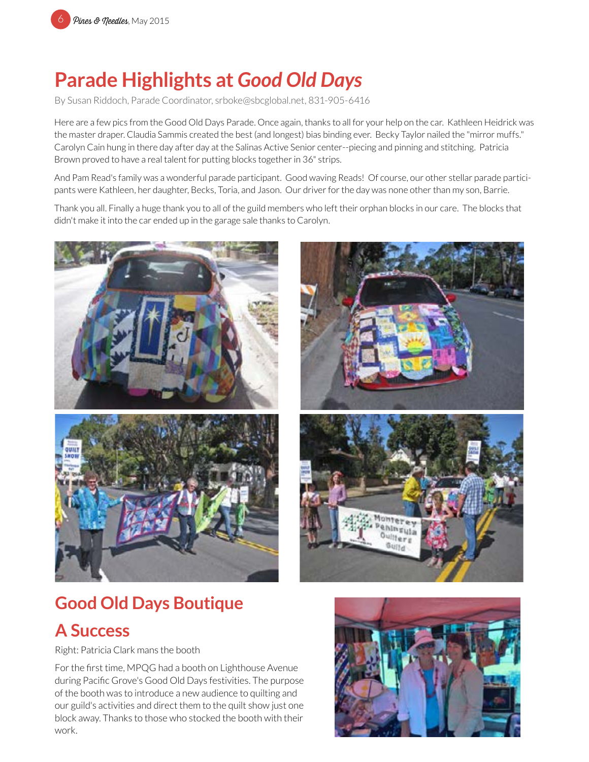# Parade Highlights at *Good Old Days*

By Susan Riddoch, Parade Coordinator, srboke@sbcglobal.net, 831-905-6416

Here are a few pics from the Good Old Days Parade. Once again, thanks to all for your help on the car. Kathleen Heidrick was the master draper. Claudia Sammis created the best (and longest) bias binding ever. Becky Taylor nailed the "mirror muffs." Carolyn Cain hung in there day after day at the Salinas Active Senior center--piecing and pinning and stitching. Patricia Brown proved to have a real talent for putting blocks together in 36" strips.

And Pam Read's family was a wonderful parade participant. Good waving Reads! Of course, our other stellar parade participants were Kathleen, her daughter, Becks, Toria, and Jason. Our driver for the day was none other than my son, Barrie.

Thank you all. Finally a huge thank you to all of the guild members who left their orphan blocks in our care. The blocks that didn't make it into the car ended up in the garage sale thanks to Carolyn.

## Good Old Days Boutique A Success

Right: Patricia Clark mans the booth

For the first time, MPQG had a booth on Lighthouse Avenue during Pacific Grove's Good Old Days festivities. The purpose of the booth was to introduce a new audience to quilting and our guild's activities and direct them to the quilt show just one block away. Thanks to those who stocked the booth with their work.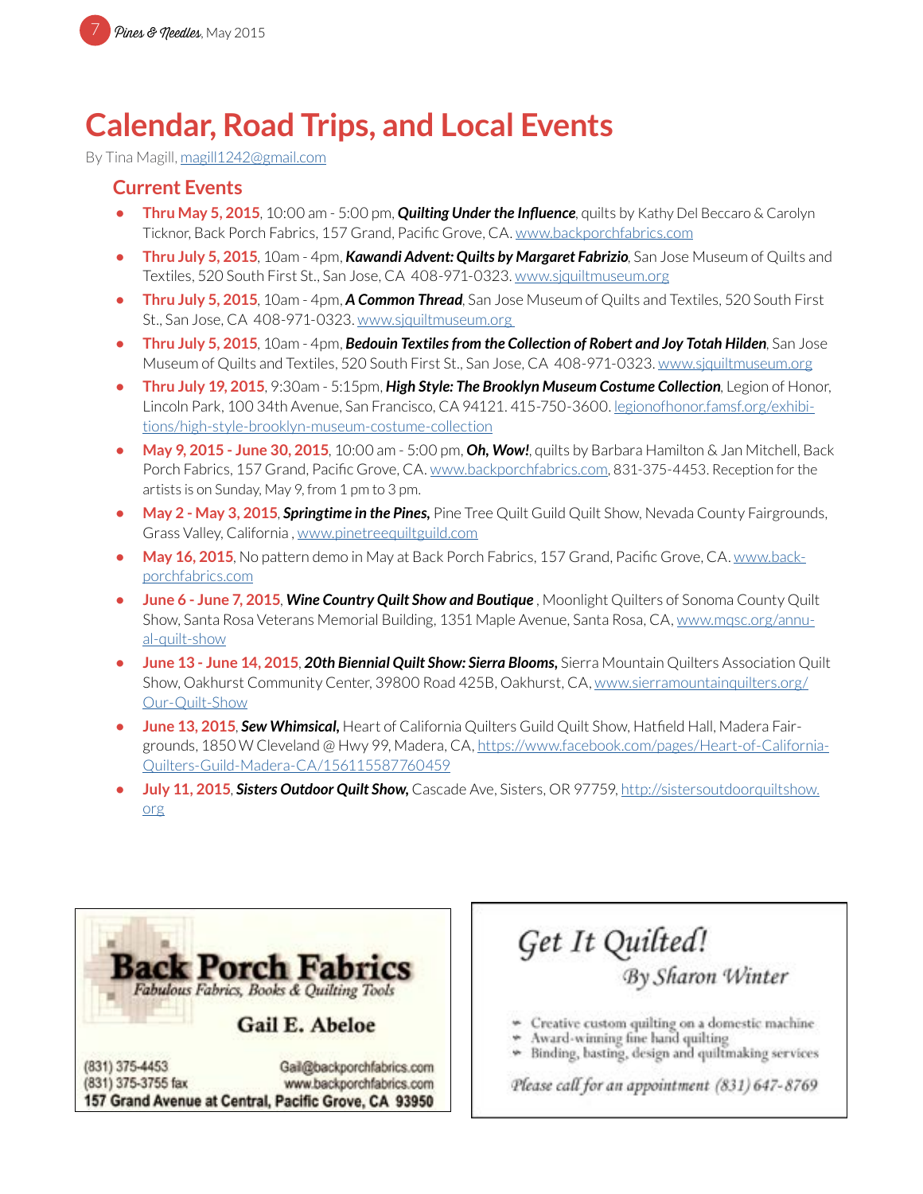# Calendar, Road Trips, and Local Events

By Tina Magill, magill1242@gmail.com

## Current Events

- **Thru May 5, 2015**, 10:00 am - 5:00 pm, ***Quilting Under the Influence***, quilts by Kathy Del Beccaro & Carolyn Ticknor, Back Porch Fabrics, 157 Grand, Pacific Grove, CA. www.backporchfabrics.com
- **Thru July 5, 2015**, 10am - 4pm, ***Kawandi Advent: Quilts by Margaret Fabrizio***, San Jose Museum of Quilts and Textiles, 520 South First St., San Jose, CA 408-971-0323. www.sjquiltmuseum.org
- **Thru July 5, 2015**, 10am - 4pm, ***A Common Thread***, San Jose Museum of Quilts and Textiles, 520 South First St., San Jose, CA 408-971-0323. www.sjquiltmuseum.org
- **Thru July 5, 2015**, 10am - 4pm, ***Bedouin Textiles from the Collection of Robert and Joy Totah Hilden***, San Jose Museum of Quilts and Textiles, 520 South First St., San Jose, CA 408-971-0323. www.sjquiltmuseum.org
- **Thru July 19, 2015**, 9:30am - 5:15pm, ***High Style: The Brooklyn Museum Costume Collection***, Legion of Honor, Lincoln Park, 100 34th Avenue, San Francisco, CA 94121. 415-750-3600. legionofhonor.famsf.org/exhibitions/high-style-brooklyn-museum-costume-collection
- **May 9, 2015 - June 30, 2015**, 10:00 am - 5:00 pm, ***Oh, Wow!***, quilts by Barbara Hamilton & Jan Mitchell, Back Porch Fabrics, 157 Grand, Pacific Grove, CA. www.backporchfabrics.com, 831-375-4453. Reception for the artists is on Sunday, May 9, from 1 pm to 3 pm.
- **May 2 - May 3, 2015**, ***Springtime in the Pines,*** Pine Tree Quilt Guild Quilt Show, Nevada County Fairgrounds, Grass Valley, California , www.pinetreequiltguild.com
- **May 16, 2015**, No pattern demo in May at Back Porch Fabrics, 157 Grand, Pacific Grove, CA. www.backporchfabrics.com
- **June 6 - June 7, 2015**, ***Wine Country Quilt Show and Boutique*** , Moonlight Quilters of Sonoma County Quilt Show, Santa Rosa Veterans Memorial Building, 1351 Maple Avenue, Santa Rosa, CA, www.mqsc.org/annual-quilt-show
- **June 13 - June 14, 2015**, ***20th Biennial Quilt Show: Sierra Blooms,*** Sierra Mountain Quilters Association Quilt Show, Oakhurst Community Center, 39800 Road 425B, Oakhurst, CA, www.sierramountainquilters.org/Our-Quilt-Show
- **June 13, 2015**, ***Sew Whimsical,*** Heart of California Quilters Guild Quilt Show, Hatfield Hall, Madera Fairgrounds, 1850 W Cleveland @ Hwy 99, Madera, CA, https://www.facebook.com/pages/Heart-of-California-Quilters-Guild-Madera-CA/156115587760459
- **July 11, 2015**, ***Sisters Outdoor Quilt Show,*** Cascade Ave, Sisters, OR 97759, http://sistersoutdoorquiltshow.org

**Back Porch Fabrics**
*Fabulous Fabrics, Books & Quilting Tools*
**Gail E. Abeloe**
(831) 375-4453
(831) 375-3755 fax
Gail@backporchfabrics.com
www.backporchfabrics.com
**157 Grand Avenue at Central, Pacific Grove, CA 93950**

*Get It Quilted!*
*By Sharon Winter*

- Creative custom quilting on a domestic machine
- Award-winning fine hand quilting
- Binding, basting, design and quiltmaking services

*Please call for an appointment (831) 647-8769*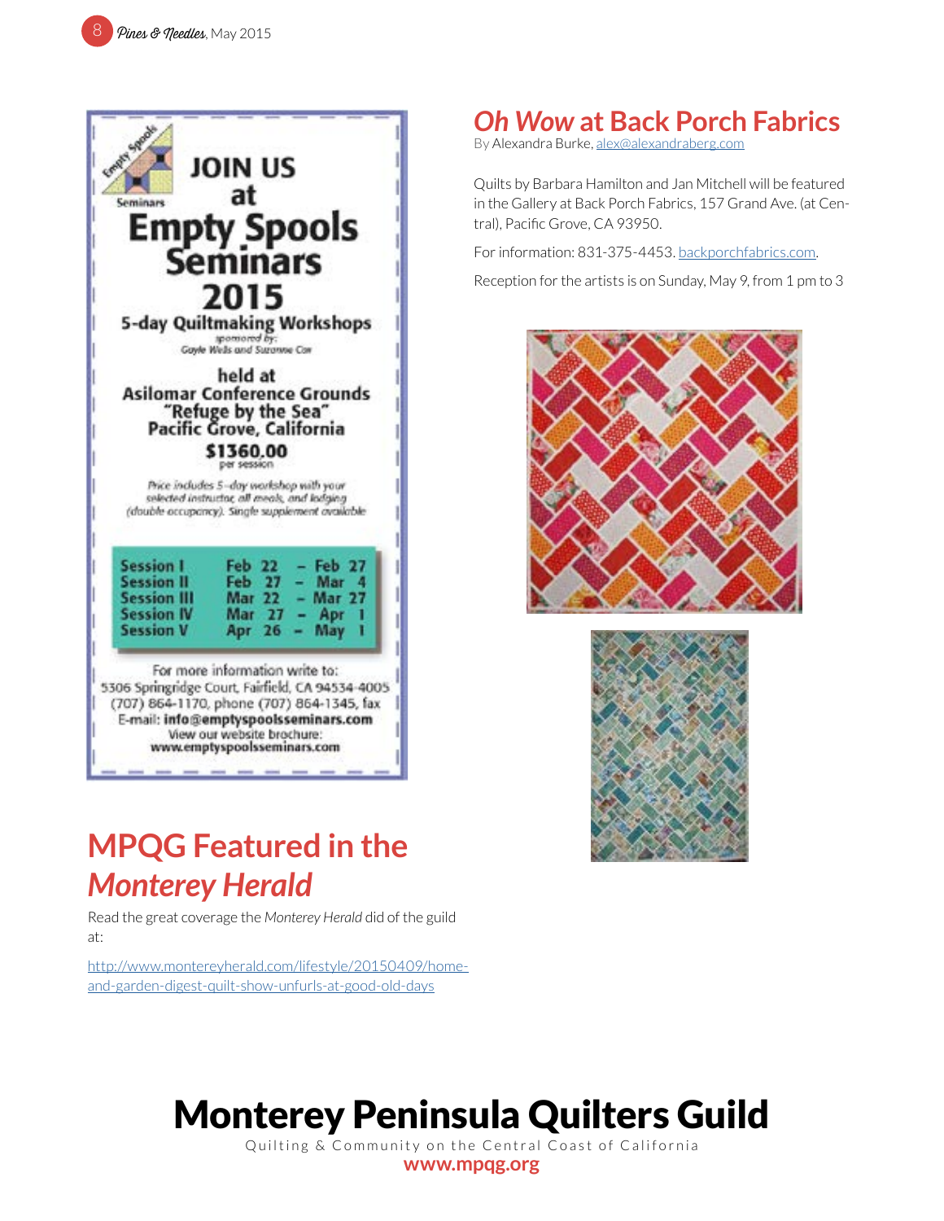JOIN US at Empty Spools Seminars 2015

5-day Quiltmaking Workshops

sponsored by: Gayle Wells and Suzanne Cox

held at Asilomar Conference Grounds "Refuge by the Sea" Pacific Grove, California

$1360.00 per session

Price includes 5-day workshop with your selected instructor, all meals, and lodging (double occupancy). Single supplement available

| Session | Dates |
|---|---|
| Session I | Feb 22 – Feb 27 |
| Session II | Feb 27 – Mar 4 |
| Session III | Mar 22 – Mar 27 |
| Session IV | Mar 27 – Apr 1 |
| Session V | Apr 26 – May 1 |

For more information write to:
5306 Springridge Court, Fairfield, CA 94534-4005
(707) 864-1170, phone (707) 864-1345, fax
E-mail: **info@emptyspoolsseminars.com**
View our website brochure:
www.emptyspoolsseminars.com

## MPQG Featured in the *Monterey Herald*

Read the great coverage the *Monterey Herald* did of the guild at:

http://www.montereyherald.com/lifestyle/20150409/home-and-garden-digest-quilt-show-unfurls-at-good-old-days

## *Oh Wow* at Back Porch Fabrics

By Alexandra Burke, alex@alexandraberg.com

Quilts by Barbara Hamilton and Jan Mitchell will be featured in the Gallery at Back Porch Fabrics, 157 Grand Ave. (at Central), Pacific Grove, CA 93950.

For information: 831-375-4453. backporchfabrics.com.

Reception for the artists is on Sunday, May 9, from 1 pm to 3

# Monterey Peninsula Quilters Guild

Quilting & Community on the Central Coast of California

**www.mpqg.org**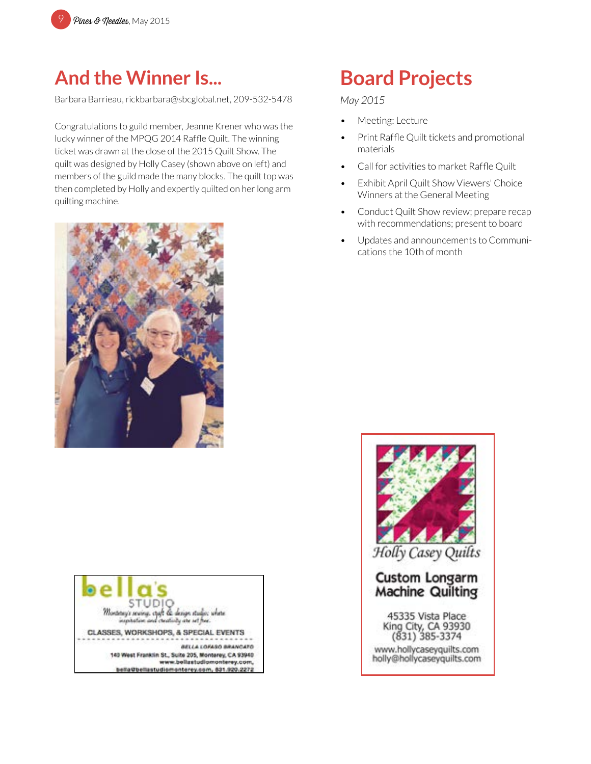## And the Winner Is...

Barbara Barrieau, rickbarbara@sbcglobal.net, 209-532-5478

Congratulations to guild member, Jeanne Krener who was the lucky winner of the MPQG 2014 Raffle Quilt. The winning ticket was drawn at the close of the 2015 Quilt Show. The quilt was designed by Holly Casey (shown above on left) and members of the guild made the many blocks. The quilt top was then completed by Holly and expertly quilted on her long arm quilting machine.

## Board Projects

*May 2015*

- Meeting: Lecture
- Print Raffle Quilt tickets and promotional materials
- Call for activities to market Raffle Quilt
- Exhibit April Quilt Show Viewers' Choice Winners at the General Meeting
- Conduct Quilt Show review; prepare recap with recommendations; present to board
- Updates and announcements to Communications the 10th of month

bella's STUDIO

Monterey's sewing, craft & design studio: where inspiration and creativity are set free.

CLASSES, WORKSHOPS, & SPECIAL EVENTS

BELLA LOFASO BRANCATO
140 West Franklin St., Suite 205, Monterey, CA 93940
www.bellastudiomonterey.com,
bella@bellastudiomonterey.com, 831.920.2272

Holly Casey Quilts

Custom Longarm Machine Quilting

45335 Vista Place
King City, CA 93930
(831) 385-3374

www.hollycaseyquilts.com
holly@hollycaseyquilts.com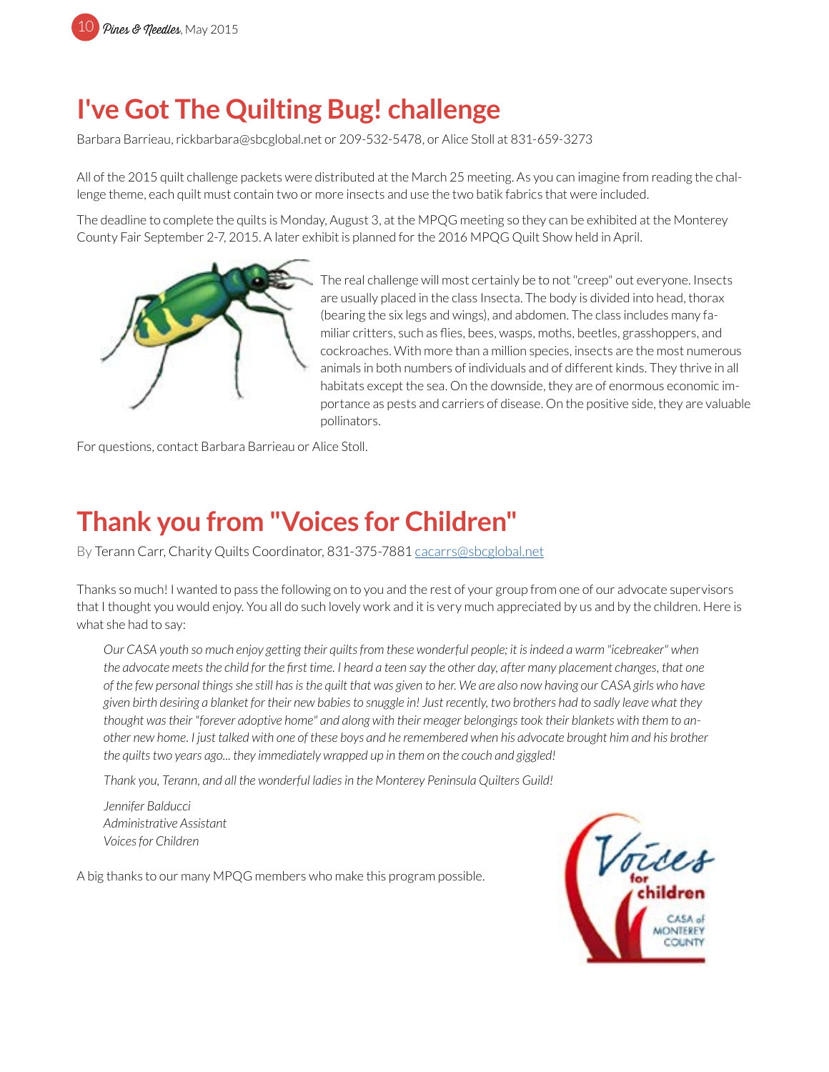# I've Got The Quilting Bug! challenge

Barbara Barrieau, rickbarbara@sbcglobal.net or 209-532-5478, or Alice Stoll at 831-659-3273

All of the 2015 quilt challenge packets were distributed at the March 25 meeting. As you can imagine from reading the challenge theme, each quilt must contain two or more insects and use the two batik fabrics that were included.

The deadline to complete the quilts is Monday, August 3, at the MPQG meeting so they can be exhibited at the Monterey County Fair September 2-7, 2015. A later exhibit is planned for the 2016 MPQG Quilt Show held in April.

The real challenge will most certainly be to not "creep" out everyone. Insects are usually placed in the class Insecta. The body is divided into head, thorax (bearing the six legs and wings), and abdomen. The class includes many familiar critters, such as flies, bees, wasps, moths, beetles, grasshoppers, and cockroaches. With more than a million species, insects are the most numerous animals in both numbers of individuals and of different kinds. They thrive in all habitats except the sea. On the downside, they are of enormous economic importance as pests and carriers of disease. On the positive side, they are valuable pollinators.

For questions, contact Barbara Barrieau or Alice Stoll.

# Thank you from "Voices for Children"

By Terann Carr, Charity Quilts Coordinator, 831-375-7881 cacarrs@sbcglobal.net

Thanks so much! I wanted to pass the following on to you and the rest of your group from one of our advocate supervisors that I thought you would enjoy. You all do such lovely work and it is very much appreciated by us and by the children. Here is what she had to say:

> *Our CASA youth so much enjoy getting their quilts from these wonderful people; it is indeed a warm "icebreaker" when the advocate meets the child for the first time. I heard a teen say the other day, after many placement changes, that one of the few personal things she still has is the quilt that was given to her. We are also now having our CASA girls who have given birth desiring a blanket for their new babies to snuggle in! Just recently, two brothers had to sadly leave what they thought was their "forever adoptive home" and along with their meager belongings took their blankets with them to another new home. I just talked with one of these boys and he remembered when his advocate brought him and his brother the quilts two years ago... they immediately wrapped up in them on the couch and giggled!*
>
> *Thank you, Terann, and all the wonderful ladies in the Monterey Peninsula Quilters Guild!*
>
> *Jennifer Balducci*
> *Administrative Assistant*
> *Voices for Children*

A big thanks to our many MPQG members who make this program possible.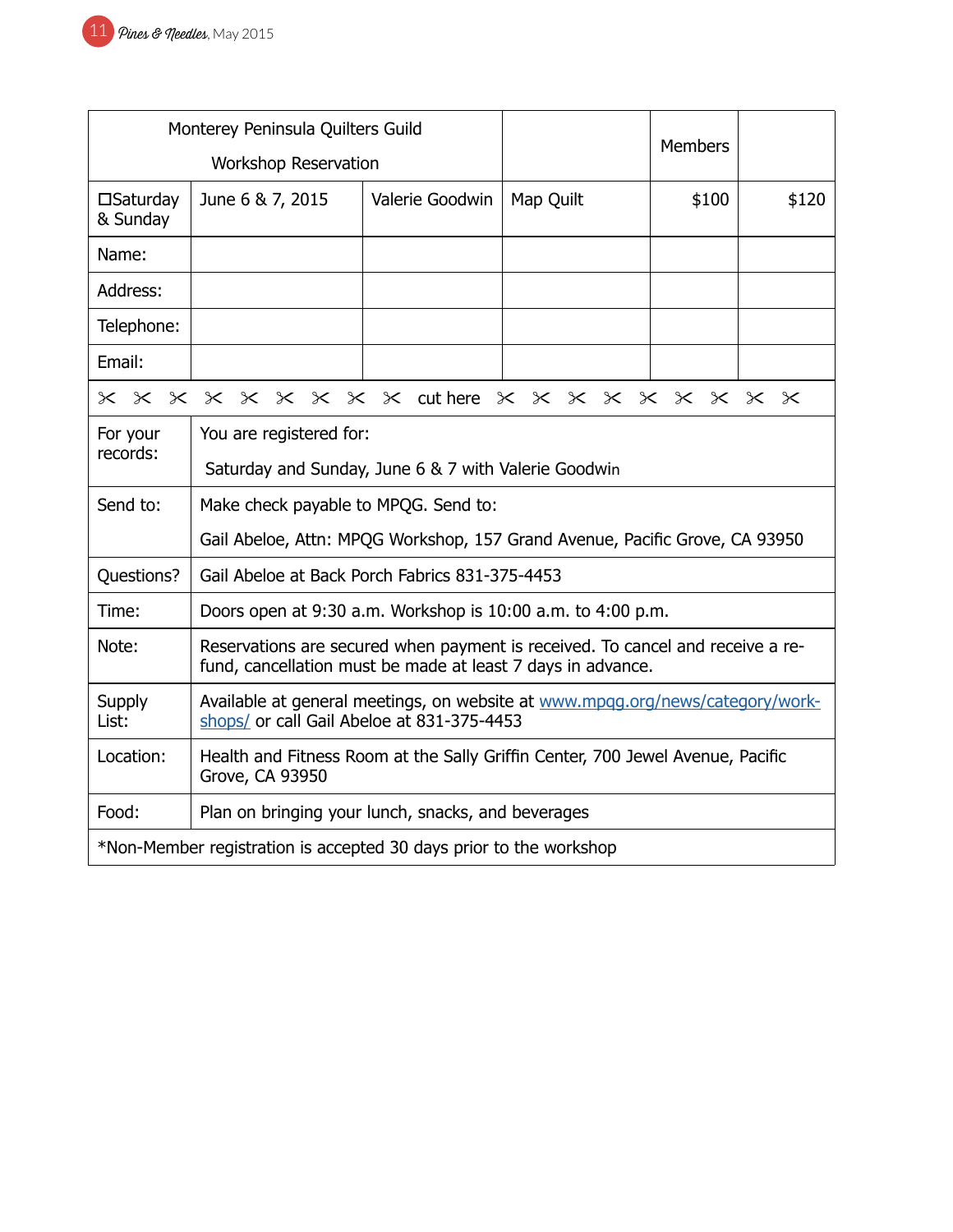| Monterey Peninsula Quilters Guild<br>Workshop Reservation | | | | Members | |
|---|---|---|---|---|---|
| ☐Saturday & Sunday | June 6 & 7, 2015 | Valerie Goodwin | Map Quilt | $100 | $120 |
| Name: | | | | | |
| Address: | | | | | |
| Telephone: | | | | | |
| Email: | | | | | |

✂ ✂ ✂ ✂ ✂ ✂ ✂ ✂ ✂ cut here ✂ ✂ ✂ ✂ ✂ ✂ ✂ ✂ ✂

| | |
|---|---|
| For your records: | You are registered for:<br>Saturday and Sunday, June 6 & 7 with Valerie Goodwin |
| Send to: | Make check payable to MPQG. Send to:<br>Gail Abeloe, Attn: MPQG Workshop, 157 Grand Avenue, Pacific Grove, CA 93950 |
| Questions? | Gail Abeloe at Back Porch Fabrics 831-375-4453 |
| Time: | Doors open at 9:30 a.m. Workshop is 10:00 a.m. to 4:00 p.m. |
| Note: | Reservations are secured when payment is received. To cancel and receive a refund, cancellation must be made at least 7 days in advance. |
| Supply List: | Available at general meetings, on website at www.mpqg.org/news/category/workshops/ or call Gail Abeloe at 831-375-4453 |
| Location: | Health and Fitness Room at the Sally Griffin Center, 700 Jewel Avenue, Pacific Grove, CA 93950 |
| Food: | Plan on bringing your lunch, snacks, and beverages |

*Non-Member registration is accepted 30 days prior to the workshop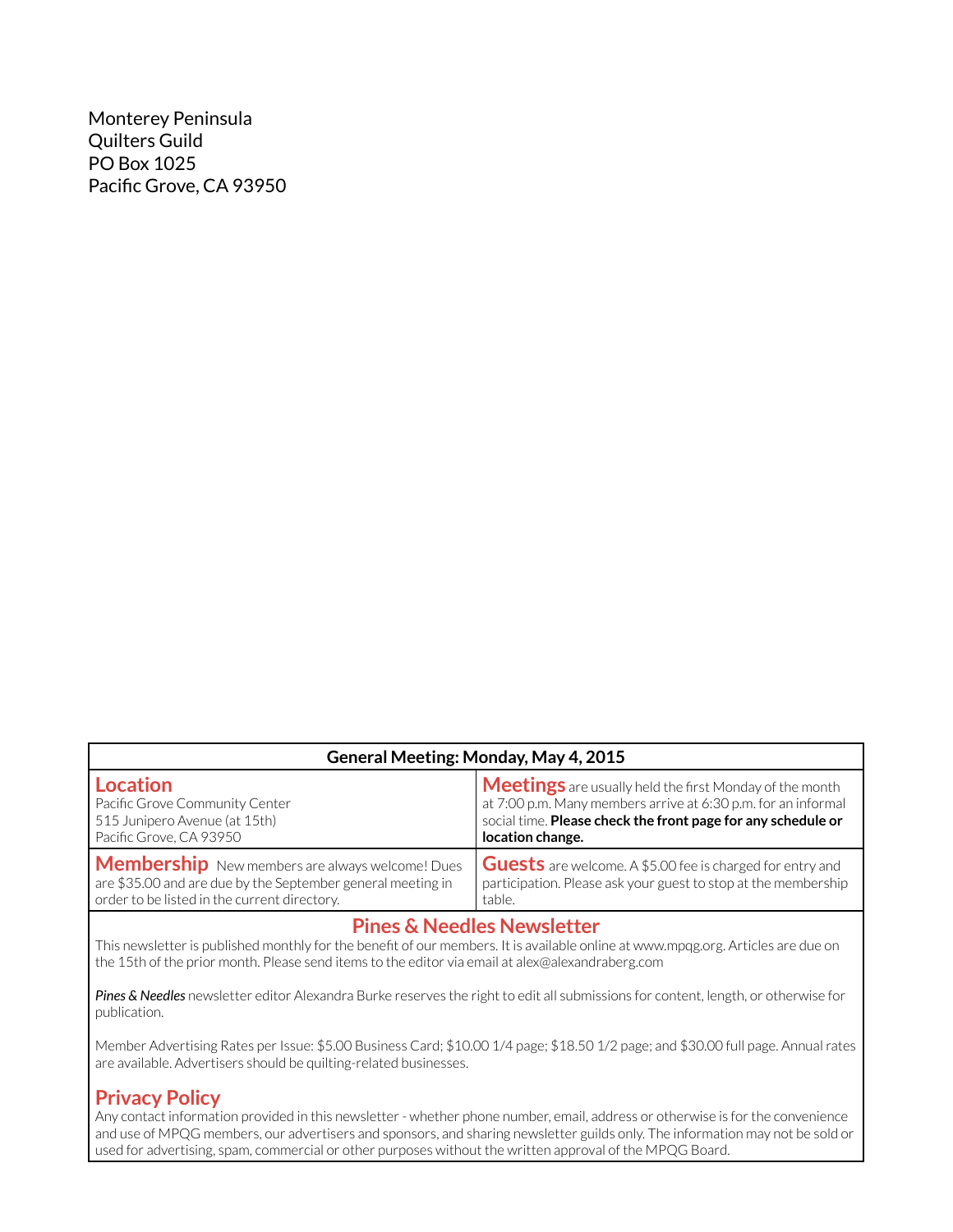Monterey Peninsula
Quilters Guild
PO Box 1025
Pacific Grove, CA 93950

**General Meeting: Monday, May 4, 2015**

## Location

Pacific Grove Community Center
515 Junipero Avenue (at 15th)
Pacific Grove, CA 93950

## Meetings

**Meetings** are usually held the first Monday of the month at 7:00 p.m. Many members arrive at 6:30 p.m. for an informal social time. **Please check the front page for any schedule or location change.**

## Membership

**Membership** New members are always welcome! Dues are $35.00 and are due by the September general meeting in order to be listed in the current directory.

## Guests

**Guests** are welcome. A $5.00 fee is charged for entry and participation. Please ask your guest to stop at the membership table.

## Pines & Needles Newsletter

This newsletter is published monthly for the benefit of our members. It is available online at www.mpqg.org. Articles are due on the 15th of the prior month. Please send items to the editor via email at alex@alexandraberg.com

***Pines & Needles*** newsletter editor Alexandra Burke reserves the right to edit all submissions for content, length, or otherwise for publication.

Member Advertising Rates per Issue: $5.00 Business Card; $10.00 1/4 page; $18.50 1/2 page; and $30.00 full page. Annual rates are available. Advertisers should be quilting-related businesses.

## Privacy Policy

Any contact information provided in this newsletter - whether phone number, email, address or otherwise is for the convenience and use of MPQG members, our advertisers and sponsors, and sharing newsletter guilds only. The information may not be sold or used for advertising, spam, commercial or other purposes without the written approval of the MPQG Board.